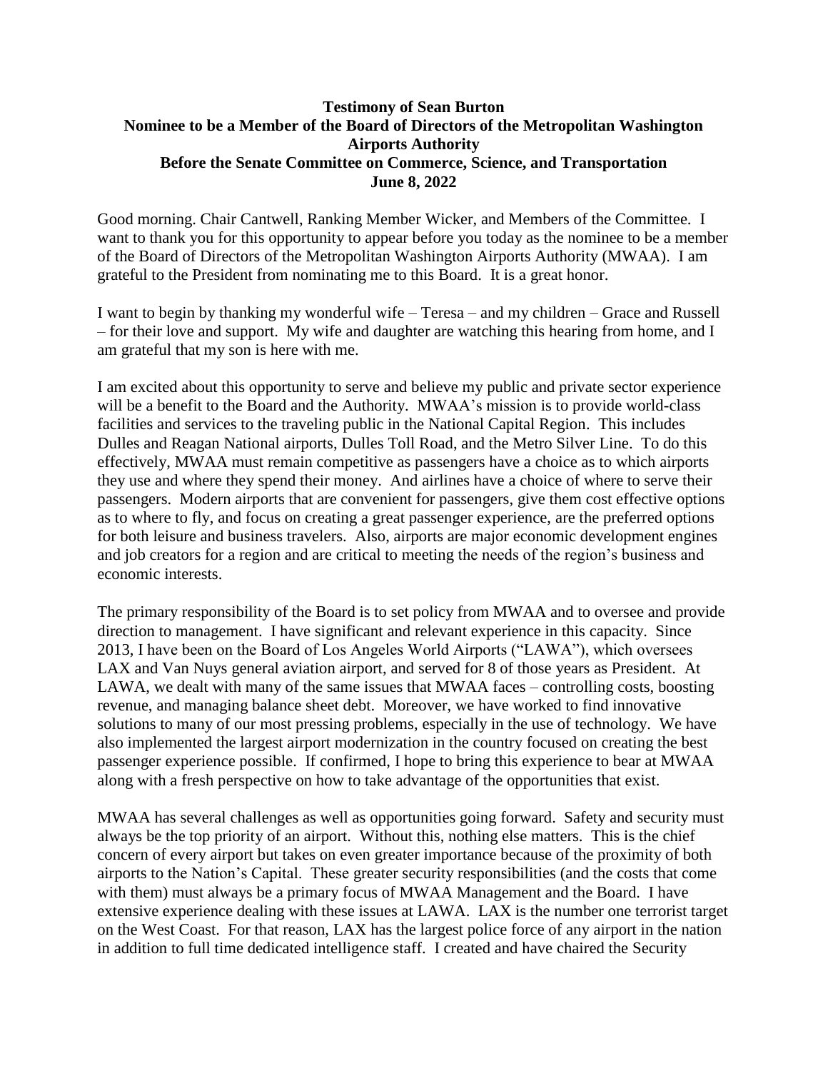**Testimony of Sean Burton**
**Nominee to be a Member of the Board of Directors of the Metropolitan Washington Airports Authority**
**Before the Senate Committee on Commerce, Science, and Transportation**
**June 8, 2022**

Good morning. Chair Cantwell, Ranking Member Wicker, and Members of the Committee. I want to thank you for this opportunity to appear before you today as the nominee to be a member of the Board of Directors of the Metropolitan Washington Airports Authority (MWAA). I am grateful to the President from nominating me to this Board. It is a great honor.

I want to begin by thanking my wonderful wife – Teresa – and my children – Grace and Russell – for their love and support. My wife and daughter are watching this hearing from home, and I am grateful that my son is here with me.

I am excited about this opportunity to serve and believe my public and private sector experience will be a benefit to the Board and the Authority. MWAA's mission is to provide world-class facilities and services to the traveling public in the National Capital Region. This includes Dulles and Reagan National airports, Dulles Toll Road, and the Metro Silver Line. To do this effectively, MWAA must remain competitive as passengers have a choice as to which airports they use and where they spend their money. And airlines have a choice of where to serve their passengers. Modern airports that are convenient for passengers, give them cost effective options as to where to fly, and focus on creating a great passenger experience, are the preferred options for both leisure and business travelers. Also, airports are major economic development engines and job creators for a region and are critical to meeting the needs of the region's business and economic interests.

The primary responsibility of the Board is to set policy from MWAA and to oversee and provide direction to management. I have significant and relevant experience in this capacity. Since 2013, I have been on the Board of Los Angeles World Airports ("LAWA"), which oversees LAX and Van Nuys general aviation airport, and served for 8 of those years as President. At LAWA, we dealt with many of the same issues that MWAA faces – controlling costs, boosting revenue, and managing balance sheet debt. Moreover, we have worked to find innovative solutions to many of our most pressing problems, especially in the use of technology. We have also implemented the largest airport modernization in the country focused on creating the best passenger experience possible. If confirmed, I hope to bring this experience to bear at MWAA along with a fresh perspective on how to take advantage of the opportunities that exist.

MWAA has several challenges as well as opportunities going forward. Safety and security must always be the top priority of an airport. Without this, nothing else matters. This is the chief concern of every airport but takes on even greater importance because of the proximity of both airports to the Nation's Capital. These greater security responsibilities (and the costs that come with them) must always be a primary focus of MWAA Management and the Board. I have extensive experience dealing with these issues at LAWA. LAX is the number one terrorist target on the West Coast. For that reason, LAX has the largest police force of any airport in the nation in addition to full time dedicated intelligence staff. I created and have chaired the Security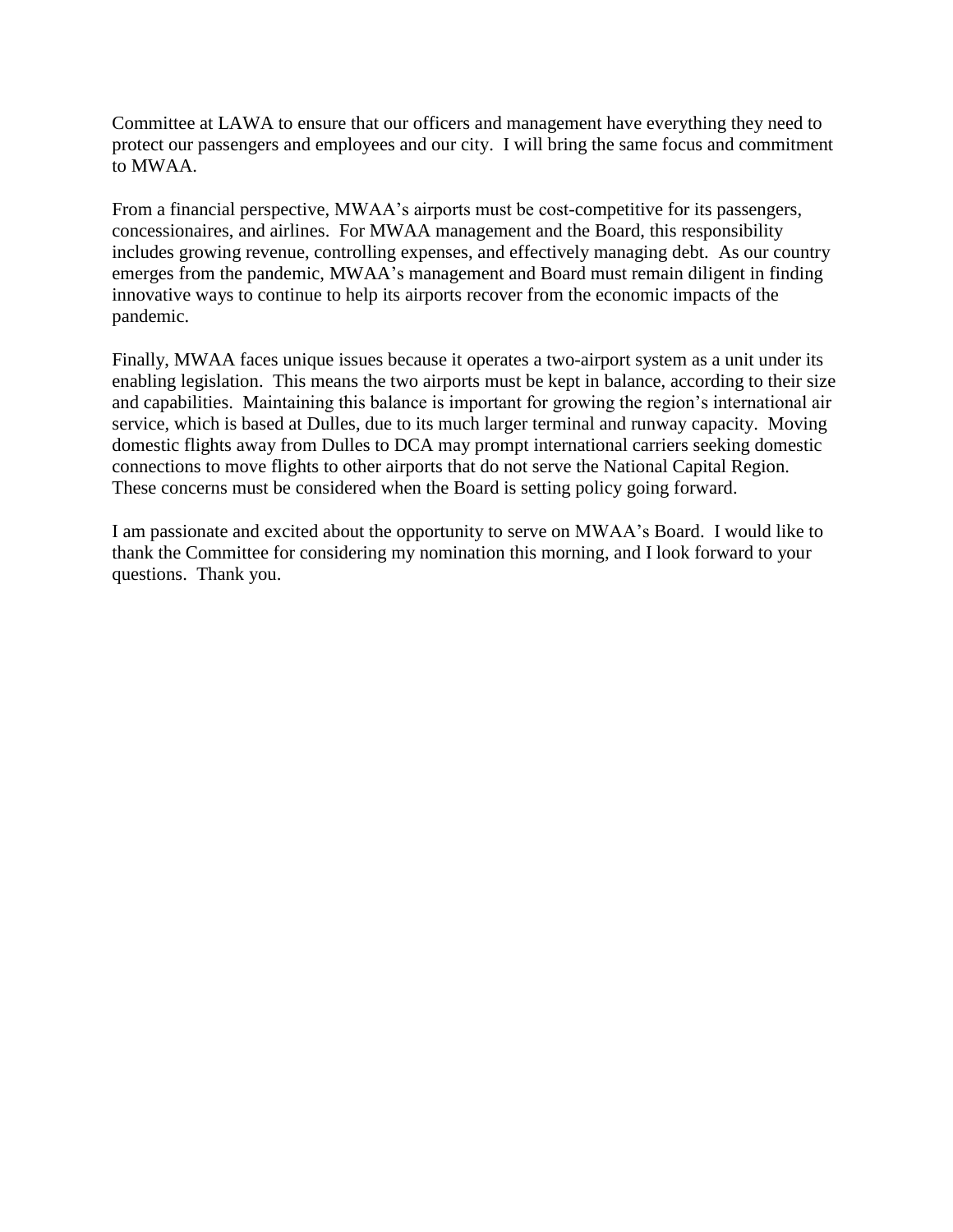Committee at LAWA to ensure that our officers and management have everything they need to protect our passengers and employees and our city. I will bring the same focus and commitment to MWAA.

From a financial perspective, MWAA's airports must be cost-competitive for its passengers, concessionaires, and airlines. For MWAA management and the Board, this responsibility includes growing revenue, controlling expenses, and effectively managing debt. As our country emerges from the pandemic, MWAA's management and Board must remain diligent in finding innovative ways to continue to help its airports recover from the economic impacts of the pandemic.

Finally, MWAA faces unique issues because it operates a two-airport system as a unit under its enabling legislation. This means the two airports must be kept in balance, according to their size and capabilities. Maintaining this balance is important for growing the region's international air service, which is based at Dulles, due to its much larger terminal and runway capacity. Moving domestic flights away from Dulles to DCA may prompt international carriers seeking domestic connections to move flights to other airports that do not serve the National Capital Region. These concerns must be considered when the Board is setting policy going forward.

I am passionate and excited about the opportunity to serve on MWAA's Board. I would like to thank the Committee for considering my nomination this morning, and I look forward to your questions. Thank you.